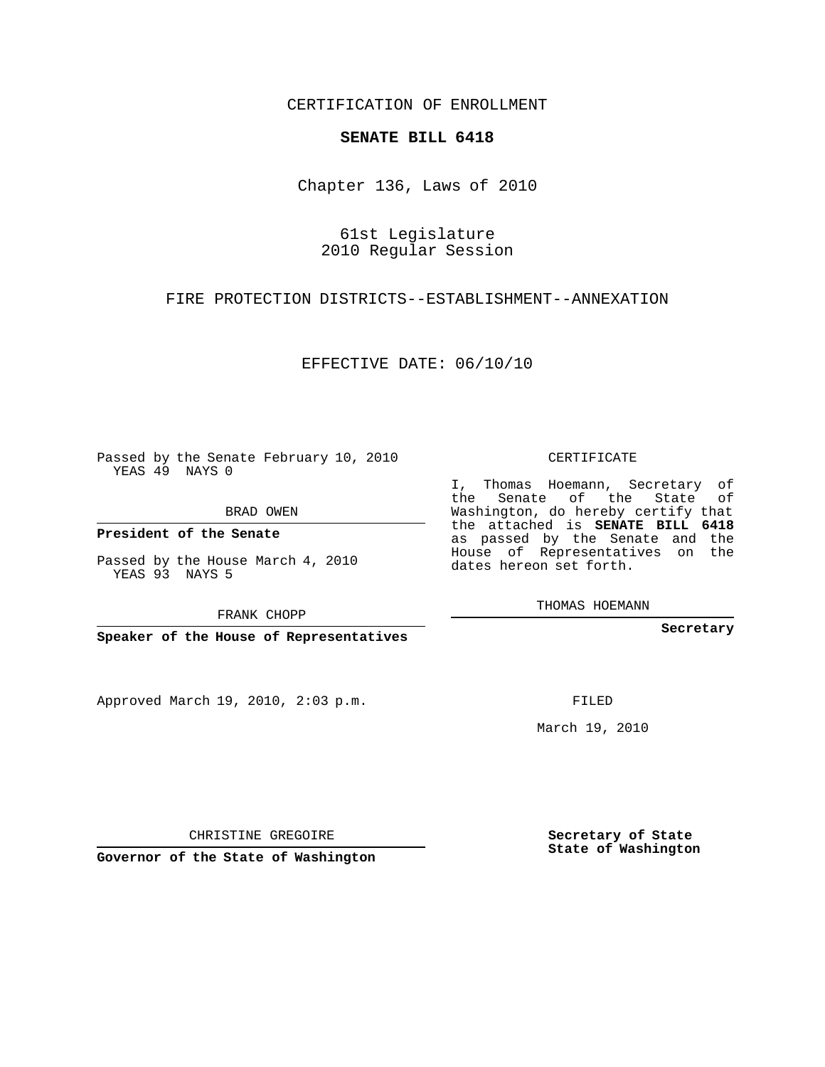CERTIFICATION OF ENROLLMENT

**SENATE BILL 6418**

Chapter 136, Laws of 2010

61st Legislature
2010 Regular Session

FIRE PROTECTION DISTRICTS--ESTABLISHMENT--ANNEXATION

EFFECTIVE DATE: 06/10/10

Passed by the Senate February 10, 2010
YEAS 49 NAYS 0

BRAD OWEN

**President of the Senate**

Passed by the House March 4, 2010
YEAS 93 NAYS 5

FRANK CHOPP

**Speaker of the House of Representatives**

Approved March 19, 2010, 2:03 p.m.

CHRISTINE GREGOIRE

**Governor of the State of Washington**

CERTIFICATE

I, Thomas Hoemann, Secretary of the Senate of the State of Washington, do hereby certify that the attached is **SENATE BILL 6418** as passed by the Senate and the House of Representatives on the dates hereon set forth.

THOMAS HOEMANN

**Secretary**

FILED

March 19, 2010

**Secretary of State**
**State of Washington**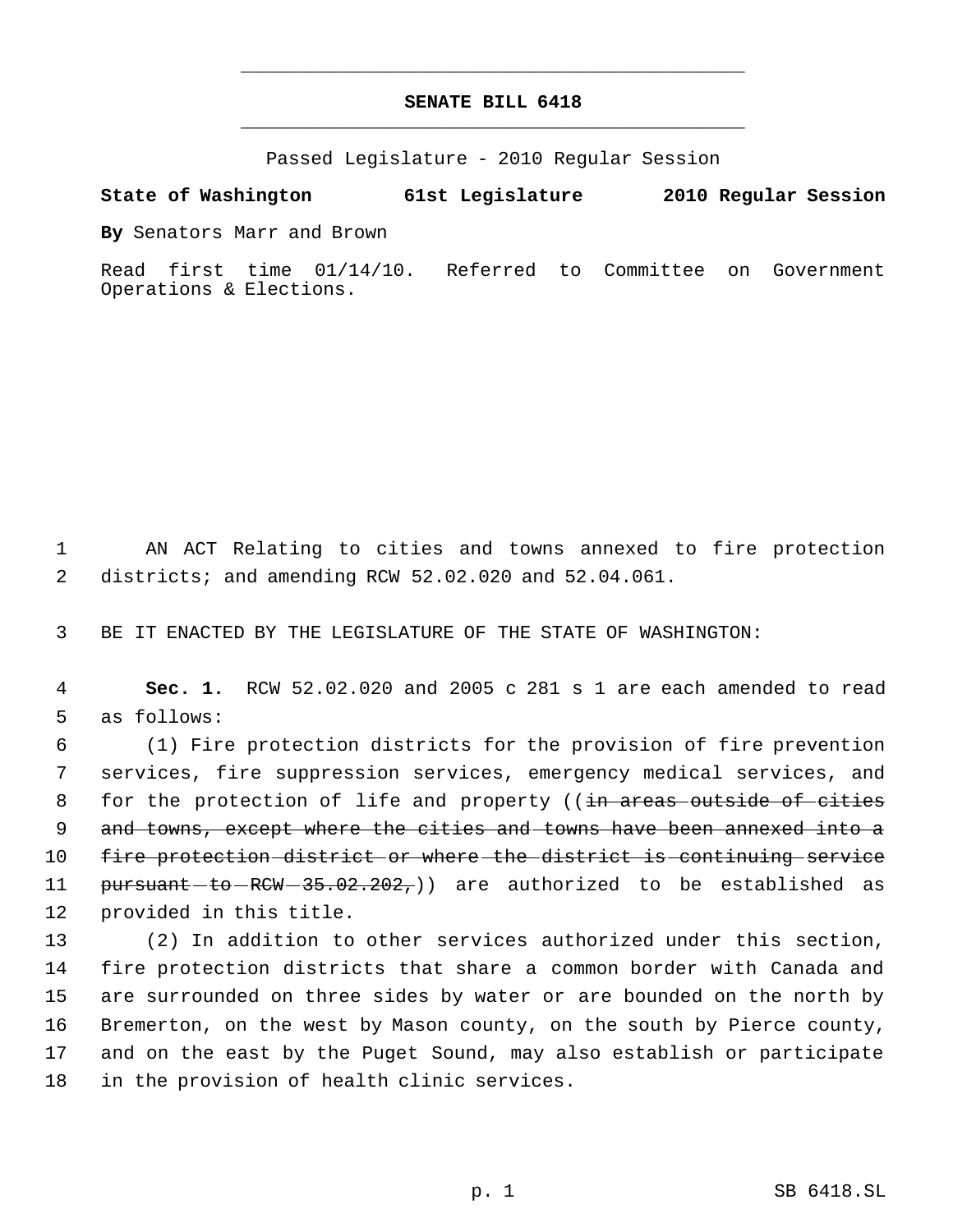# SENATE BILL 6418

Passed Legislature - 2010 Regular Session

**State of Washington 61st Legislature 2010 Regular Session**

**By** Senators Marr and Brown

Read first time 01/14/10. Referred to Committee on Government Operations & Elections.

1 AN ACT Relating to cities and towns annexed to fire protection
2 districts; and amending RCW 52.02.020 and 52.04.061.

3 BE IT ENACTED BY THE LEGISLATURE OF THE STATE OF WASHINGTON:

4 **Sec. 1.** RCW 52.02.020 and 2005 c 281 s 1 are each amended to read
5 as follows:

6 (1) Fire protection districts for the provision of fire prevention
7 services, fire suppression services, emergency medical services, and
8 for the protection of life and property ((~~in areas outside of cities~~
9 ~~and towns, except where the cities and towns have been annexed into a~~
10 ~~fire protection district or where the district is continuing service~~
11 ~~pursuant to RCW 35.02.202,~~)) are authorized to be established as
12 provided in this title.

13 (2) In addition to other services authorized under this section,
14 fire protection districts that share a common border with Canada and
15 are surrounded on three sides by water or are bounded on the north by
16 Bremerton, on the west by Mason county, on the south by Pierce county,
17 and on the east by the Puget Sound, may also establish or participate
18 in the provision of health clinic services.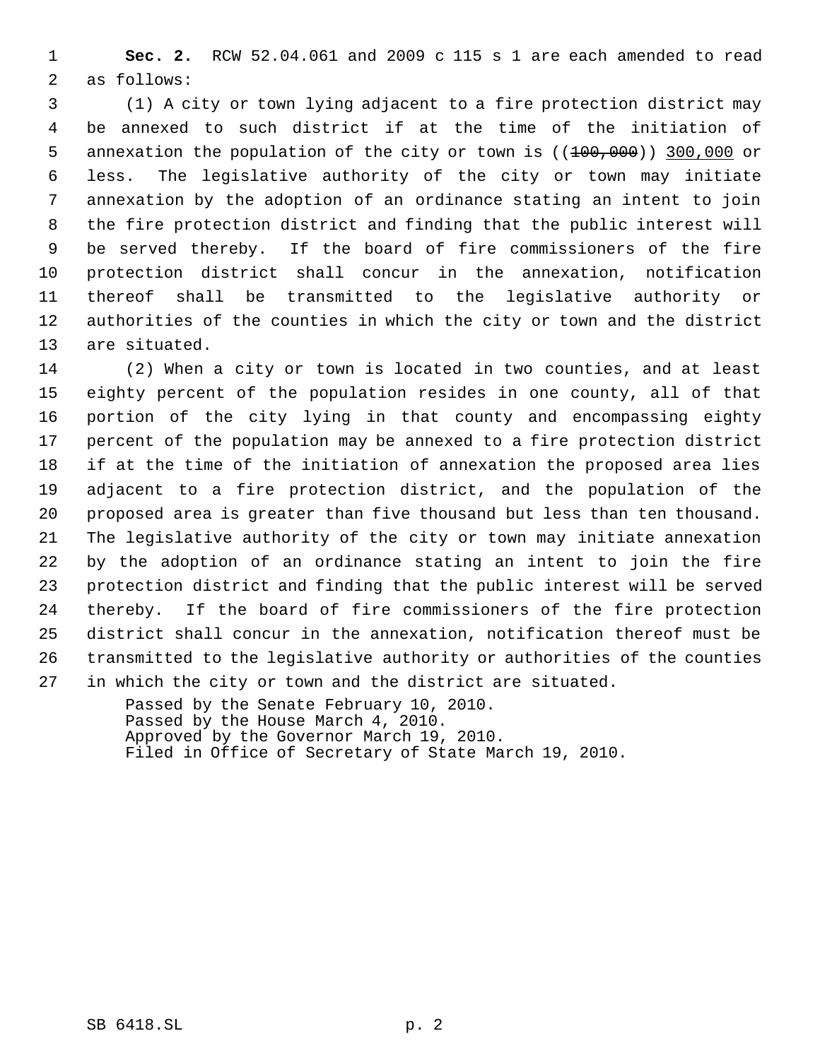**Sec. 2.** RCW 52.04.061 and 2009 c 115 s 1 are each amended to read as follows:

(1) A city or town lying adjacent to a fire protection district may be annexed to such district if at the time of the initiation of annexation the population of the city or town is ((~~100,000~~)) <u>300,000</u> or less. The legislative authority of the city or town may initiate annexation by the adoption of an ordinance stating an intent to join the fire protection district and finding that the public interest will be served thereby. If the board of fire commissioners of the fire protection district shall concur in the annexation, notification thereof shall be transmitted to the legislative authority or authorities of the counties in which the city or town and the district are situated.

(2) When a city or town is located in two counties, and at least eighty percent of the population resides in one county, all of that portion of the city lying in that county and encompassing eighty percent of the population may be annexed to a fire protection district if at the time of the initiation of annexation the proposed area lies adjacent to a fire protection district, and the population of the proposed area is greater than five thousand but less than ten thousand. The legislative authority of the city or town may initiate annexation by the adoption of an ordinance stating an intent to join the fire protection district and finding that the public interest will be served thereby. If the board of fire commissioners of the fire protection district shall concur in the annexation, notification thereof must be transmitted to the legislative authority or authorities of the counties in which the city or town and the district are situated.

Passed by the Senate February 10, 2010.
Passed by the House March 4, 2010.
Approved by the Governor March 19, 2010.
Filed in Office of Secretary of State March 19, 2010.